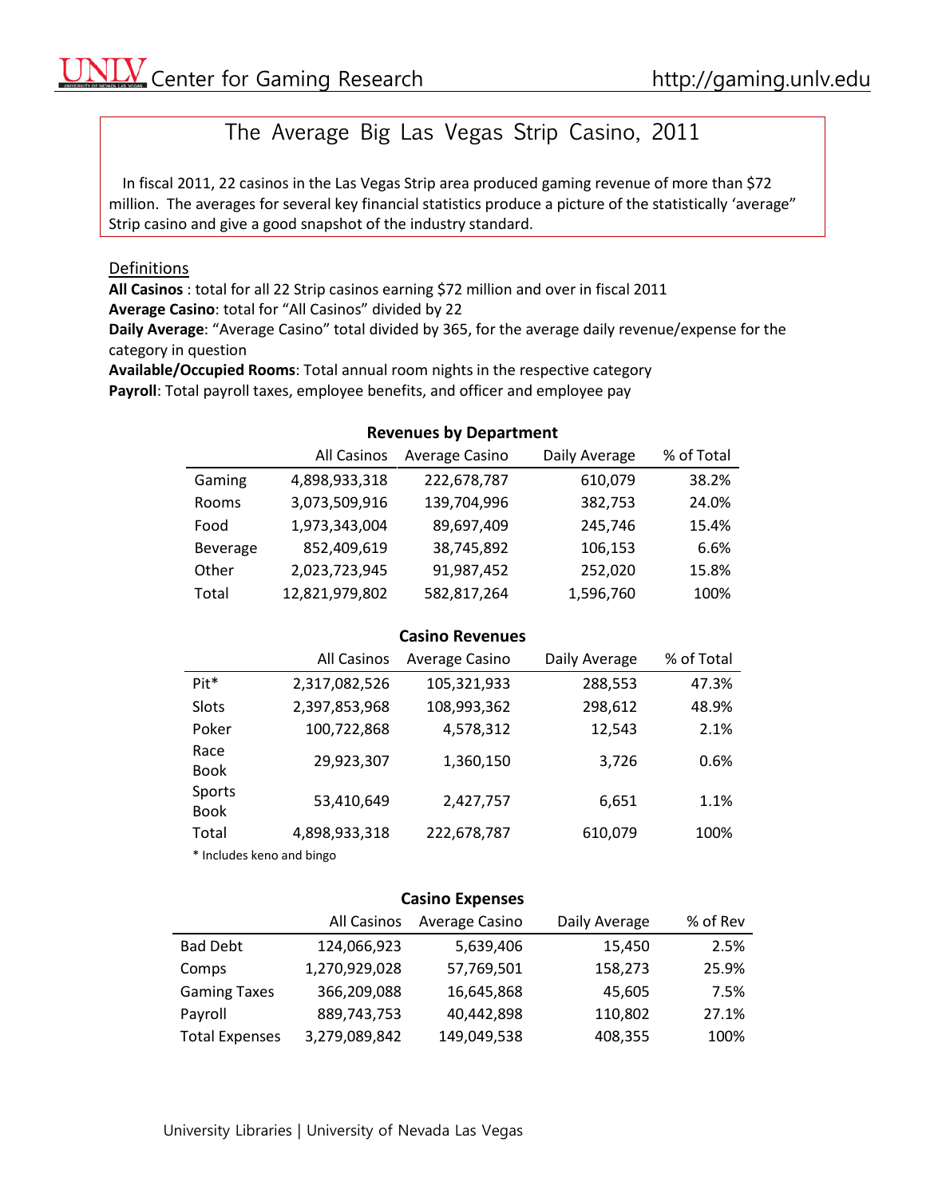UNLV Center for Gaming Research http://gaming.unlv.edu

# The Average Big Las Vegas Strip Casino, 2011

In fiscal 2011, 22 casinos in the Las Vegas Strip area produced gaming revenue of more than $72 million. The averages for several key financial statistics produce a picture of the statistically 'average" Strip casino and give a good snapshot of the industry standard.

## Definitions

**All Casinos** : total for all 22 Strip casinos earning $72 million and over in fiscal 2011
**Average Casino**: total for "All Casinos" divided by 22
**Daily Average**: "Average Casino" total divided by 365, for the average daily revenue/expense for the category in question
**Available/Occupied Rooms**: Total annual room nights in the respective category
**Payroll**: Total payroll taxes, employee benefits, and officer and employee pay

### Revenues by Department

| | All Casinos | Average Casino | Daily Average | % of Total |
|---|---|---|---|---|
| Gaming | 4,898,933,318 | 222,678,787 | 610,079 | 38.2% |
| Rooms | 3,073,509,916 | 139,704,996 | 382,753 | 24.0% |
| Food | 1,973,343,004 | 89,697,409 | 245,746 | 15.4% |
| Beverage | 852,409,619 | 38,745,892 | 106,153 | 6.6% |
| Other | 2,023,723,945 | 91,987,452 | 252,020 | 15.8% |
| Total | 12,821,979,802 | 582,817,264 | 1,596,760 | 100% |

### Casino Revenues

| | All Casinos | Average Casino | Daily Average | % of Total |
|---|---|---|---|---|
| Pit* | 2,317,082,526 | 105,321,933 | 288,553 | 47.3% |
| Slots | 2,397,853,968 | 108,993,362 | 298,612 | 48.9% |
| Poker | 100,722,868 | 4,578,312 | 12,543 | 2.1% |
| Race Book | 29,923,307 | 1,360,150 | 3,726 | 0.6% |
| Sports Book | 53,410,649 | 2,427,757 | 6,651 | 1.1% |
| Total | 4,898,933,318 | 222,678,787 | 610,079 | 100% |

* Includes keno and bingo

### Casino Expenses

| | All Casinos | Average Casino | Daily Average | % of Rev |
|---|---|---|---|---|
| Bad Debt | 124,066,923 | 5,639,406 | 15,450 | 2.5% |
| Comps | 1,270,929,028 | 57,769,501 | 158,273 | 25.9% |
| Gaming Taxes | 366,209,088 | 16,645,868 | 45,605 | 7.5% |
| Payroll | 889,743,753 | 40,442,898 | 110,802 | 27.1% |
| Total Expenses | 3,279,089,842 | 149,049,538 | 408,355 | 100% |

University Libraries | University of Nevada Las Vegas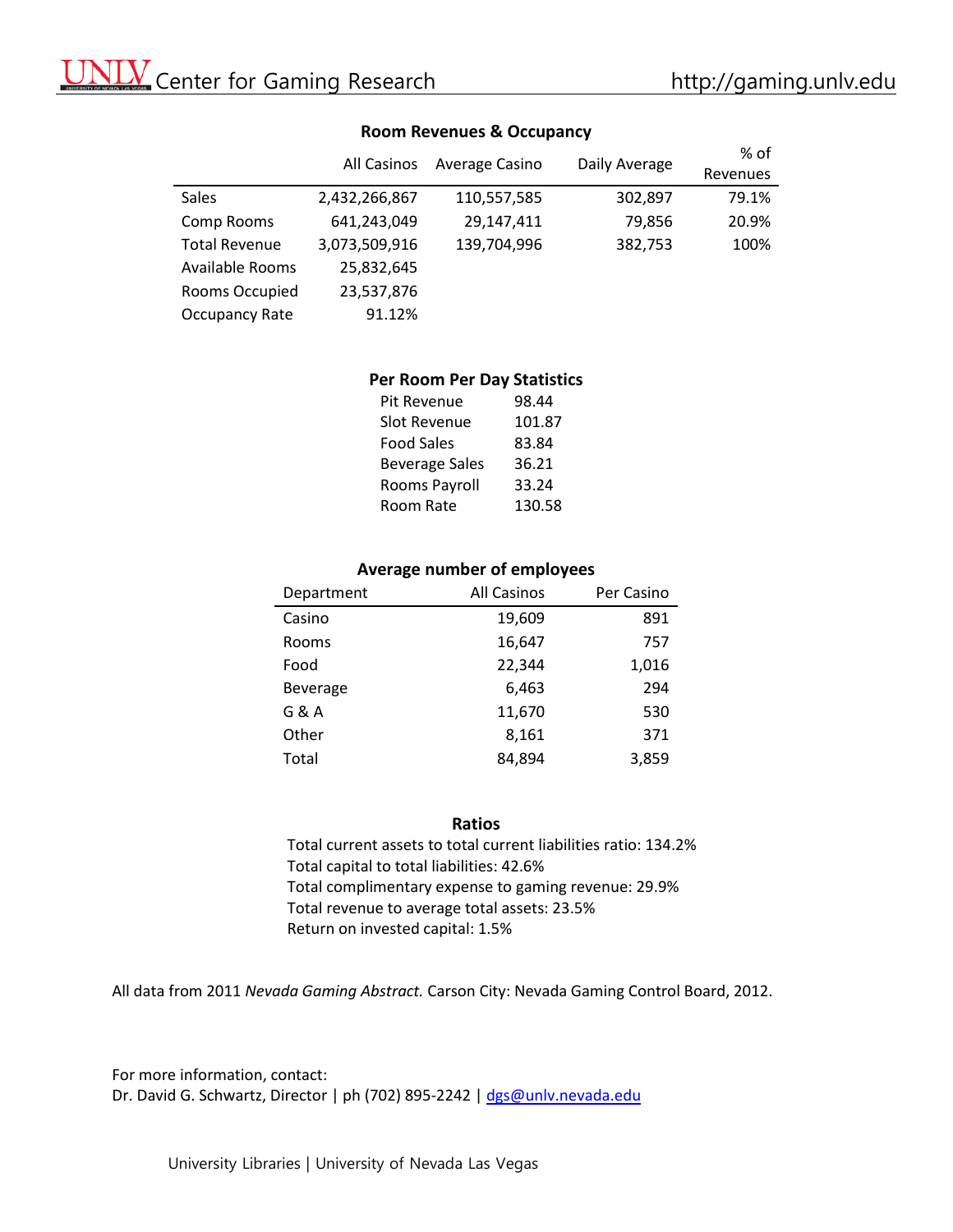## Room Revenues & Occupancy

| | All Casinos | Average Casino | Daily Average | % of Revenues |
|---|---|---|---|---|
| Sales | 2,432,266,867 | 110,557,585 | 302,897 | 79.1% |
| Comp Rooms | 641,243,049 | 29,147,411 | 79,856 | 20.9% |
| Total Revenue | 3,073,509,916 | 139,704,996 | 382,753 | 100% |
| Available Rooms | 25,832,645 | | | |
| Rooms Occupied | 23,537,876 | | | |
| Occupancy Rate | 91.12% | | | |

## Per Room Per Day Statistics

| | |
|---|---|
| Pit Revenue | 98.44 |
| Slot Revenue | 101.87 |
| Food Sales | 83.84 |
| Beverage Sales | 36.21 |
| Rooms Payroll | 33.24 |
| Room Rate | 130.58 |

## Average number of employees

| Department | All Casinos | Per Casino |
|---|---|---|
| Casino | 19,609 | 891 |
| Rooms | 16,647 | 757 |
| Food | 22,344 | 1,016 |
| Beverage | 6,463 | 294 |
| G & A | 11,670 | 530 |
| Other | 8,161 | 371 |
| Total | 84,894 | 3,859 |

## Ratios

Total current assets to total current liabilities ratio: 134.2%
Total capital to total liabilities: 42.6%
Total complimentary expense to gaming revenue: 29.9%
Total revenue to average total assets: 23.5%
Return on invested capital: 1.5%

All data from 2011 *Nevada Gaming Abstract.* Carson City: Nevada Gaming Control Board, 2012.

For more information, contact:
Dr. David G. Schwartz, Director | ph (702) 895-2242 | dgs@unlv.nevada.edu